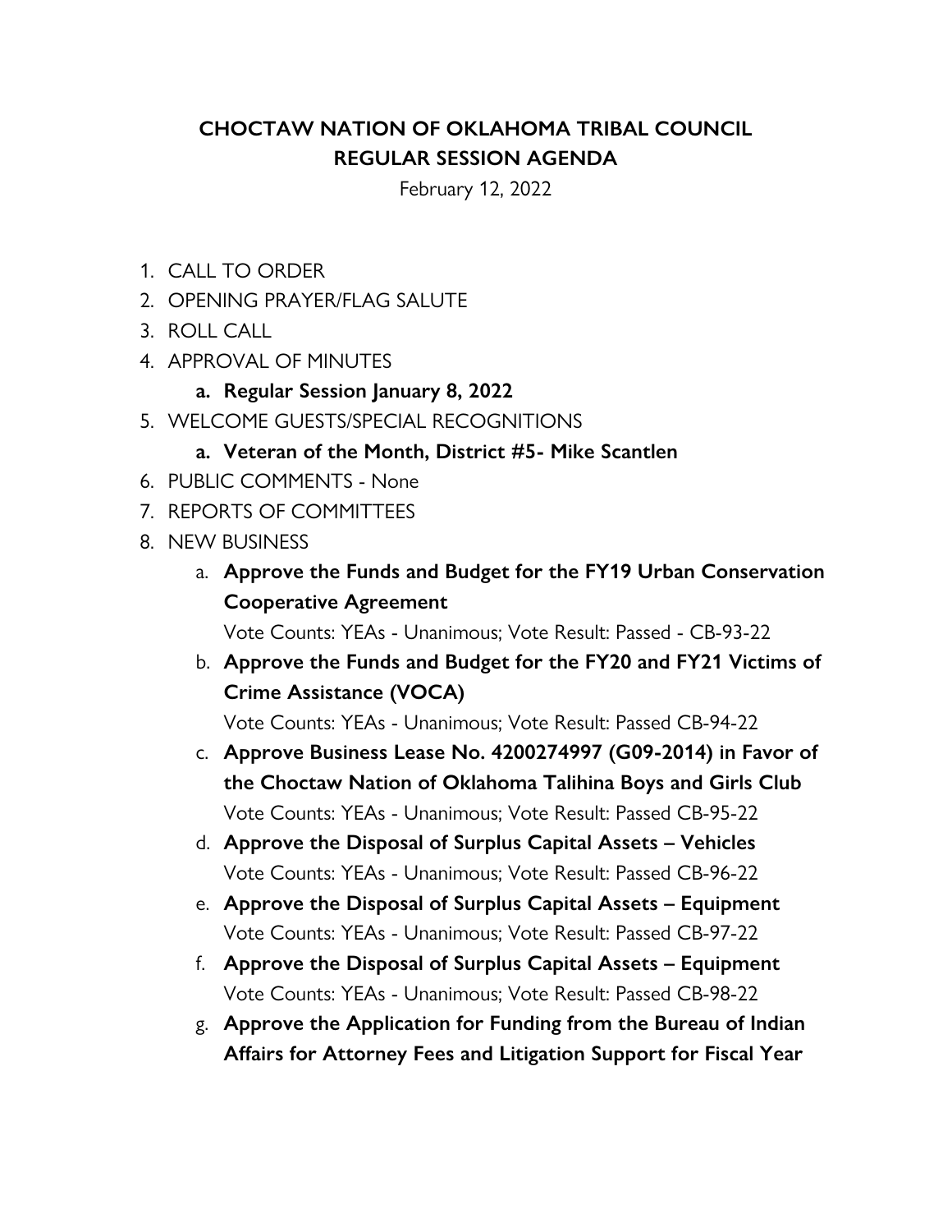# CHOCTAW NATION OF OKLAHOMA TRIBAL COUNCIL
## REGULAR SESSION AGENDA

February 12, 2022

1. CALL TO ORDER
2. OPENING PRAYER/FLAG SALUTE
3. ROLL CALL
4. APPROVAL OF MINUTES
   a. **Regular Session January 8, 2022**
5. WELCOME GUESTS/SPECIAL RECOGNITIONS
   a. **Veteran of the Month, District #5- Mike Scantlen**
6. PUBLIC COMMENTS - None
7. REPORTS OF COMMITTEES
8. NEW BUSINESS
   a. **Approve the Funds and Budget for the FY19 Urban Conservation Cooperative Agreement**
      Vote Counts: YEAs - Unanimous; Vote Result: Passed - CB-93-22
   b. **Approve the Funds and Budget for the FY20 and FY21 Victims of Crime Assistance (VOCA)**
      Vote Counts: YEAs - Unanimous; Vote Result: Passed CB-94-22
   c. **Approve Business Lease No. 4200274997 (G09-2014) in Favor of the Choctaw Nation of Oklahoma Talihina Boys and Girls Club**
      Vote Counts: YEAs - Unanimous; Vote Result: Passed CB-95-22
   d. **Approve the Disposal of Surplus Capital Assets – Vehicles**
      Vote Counts: YEAs - Unanimous; Vote Result: Passed CB-96-22
   e. **Approve the Disposal of Surplus Capital Assets – Equipment**
      Vote Counts: YEAs - Unanimous; Vote Result: Passed CB-97-22
   f. **Approve the Disposal of Surplus Capital Assets – Equipment**
      Vote Counts: YEAs - Unanimous; Vote Result: Passed CB-98-22
   g. **Approve the Application for Funding from the Bureau of Indian Affairs for Attorney Fees and Litigation Support for Fiscal Year**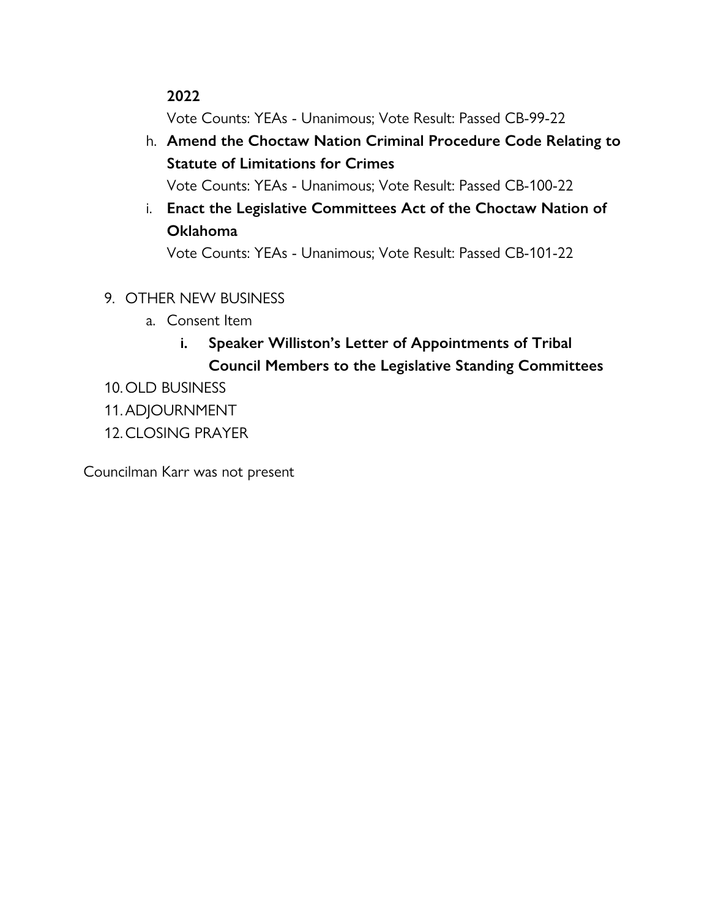**2022**

Vote Counts: YEAs - Unanimous; Vote Result: Passed CB-99-22

h. **Amend the Choctaw Nation Criminal Procedure Code Relating to Statute of Limitations for Crimes**

   Vote Counts: YEAs - Unanimous; Vote Result: Passed CB-100-22

i. **Enact the Legislative Committees Act of the Choctaw Nation of Oklahoma**

   Vote Counts: YEAs - Unanimous; Vote Result: Passed CB-101-22

9. OTHER NEW BUSINESS
   a. Consent Item
      i. **Speaker Williston's Letter of Appointments of Tribal Council Members to the Legislative Standing Committees**
10. OLD BUSINESS
11. ADJOURNMENT
12. CLOSING PRAYER

Councilman Karr was not present